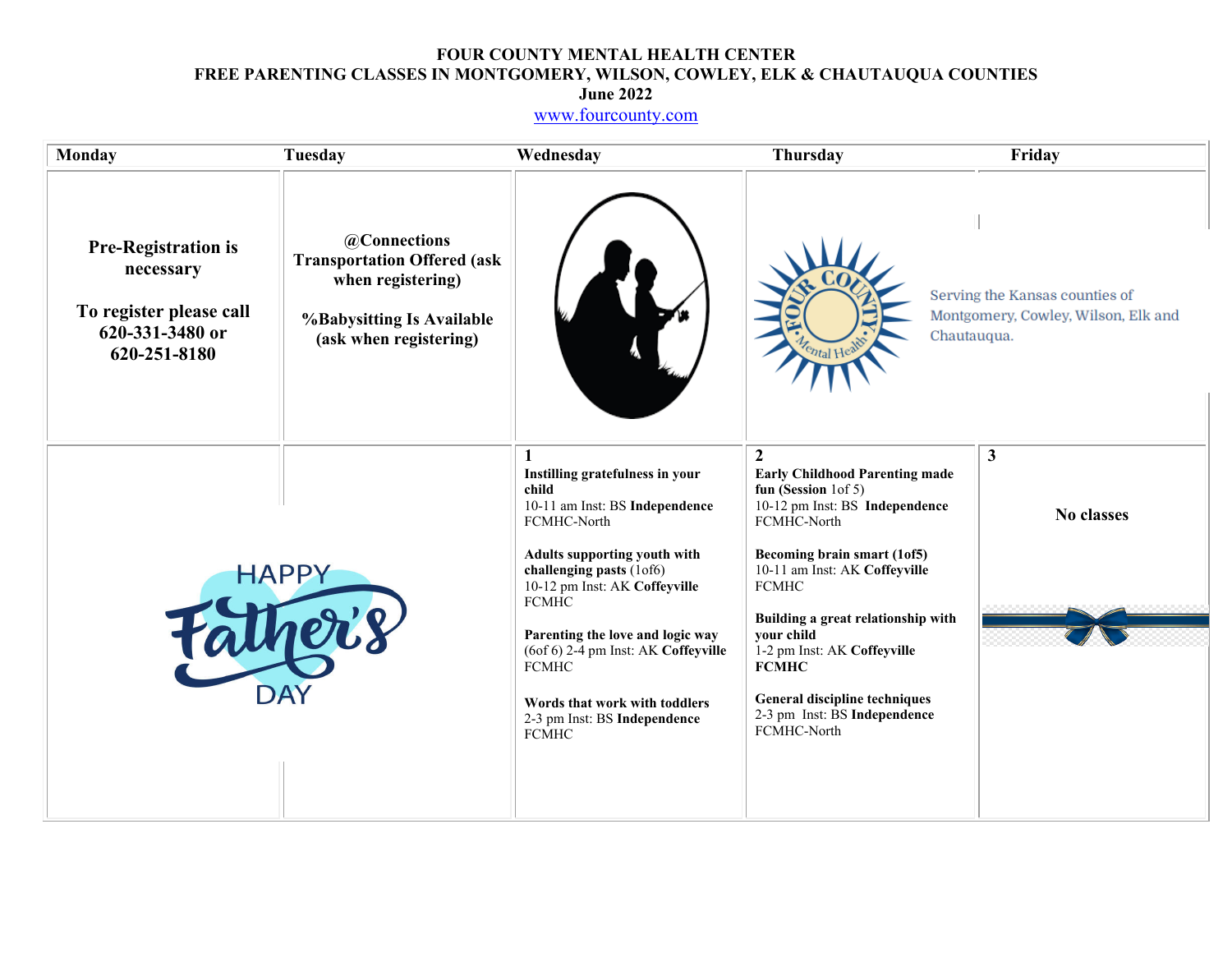**FOUR COUNTY MENTAL HEALTH CENTER**
**FREE PARENTING CLASSES IN MONTGOMERY, WILSON, COWLEY, ELK & CHAUTAUQUA COUNTIES**
**June 2022**
www.fourcounty.com

| Monday | Tuesday | Wednesday | Thursday | Friday |
|---|---|---|---|---|
| **Pre-Registration is necessary**<br><br>**To register please call 620-331-3480 or 620-251-8180** | **@Connections Transportation Offered (ask when registering)**<br><br>**%Babysitting Is Available (ask when registering)** | | Serving the Kansas counties of Montgomery, Cowley, Wilson, Elk and Chautauqua. | |
| HAPPY Father's DAY | | **1**<br>**Instilling gratefulness in your child**<br>10-11 am Inst: BS **Independence** FCMHC-North<br><br>**Adults supporting youth with challenging pasts** (1of6)<br>10-12 pm Inst: AK **Coffeyville** FCMHC<br><br>**Parenting the love and logic way** (6of 6) 2-4 pm Inst: AK **Coffeyville** FCMHC<br><br>**Words that work with toddlers**<br>2-3 pm Inst: BS **Independence** FCMHC | **2**<br>**Early Childhood Parenting made fun (Session** 1of 5)<br>10-12 pm Inst: BS **Independence** FCMHC-North<br><br>**Becoming brain smart (1of5)**<br>10-11 am Inst: AK **Coffeyville** FCMHC<br><br>**Building a great relationship with your child**<br>1-2 pm Inst: AK **Coffeyville FCMHC**<br><br>**General discipline techniques**<br>2-3 pm Inst: BS **Independence** FCMHC-North | **3**<br><br>**No classes** |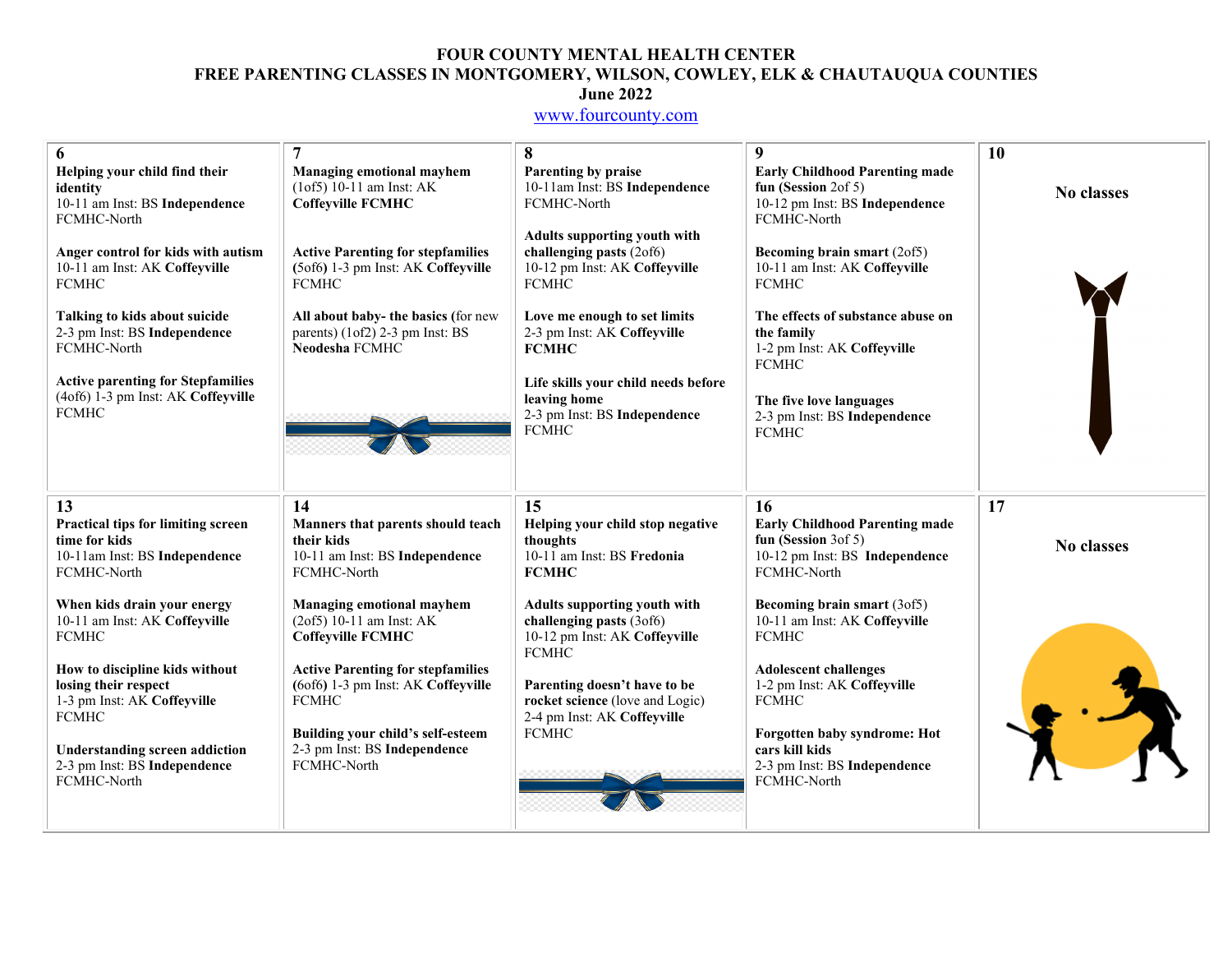# FOUR COUNTY MENTAL HEALTH CENTER

## FREE PARENTING CLASSES IN MONTGOMERY, WILSON, COWLEY, ELK & CHAUTAUQUA COUNTIES

### June 2022

www.fourcounty.com

| 6 | 7 | 8 | 9 | 10 |
|---|---|---|---|---|
| **Helping your child find their identity**<br>10-11 am Inst: BS **Independence** FCMHC-North<br><br>**Anger control for kids with autism**<br>10-11 am Inst: AK **Coffeyville** FCMHC<br><br>**Talking to kids about suicide**<br>2-3 pm Inst: BS **Independence** FCMHC-North<br><br>**Active parenting for Stepfamilies** (4of6) 1-3 pm Inst: AK **Coffeyville** FCMHC | **Managing emotional mayhem** (1of5) 10-11 am Inst: AK **Coffeyville FCMHC**<br><br>**Active Parenting for stepfamilies (**5of6**)** 1-3 pm Inst: AK **Coffeyville** FCMHC<br><br>**All about baby- the basics (**for new parents) (1of2) 2-3 pm Inst: BS **Neodesha** FCMHC | **Parenting by praise**<br>10-11am Inst: BS **Independence** FCMHC-North<br><br>**Adults supporting youth with challenging pasts** (2of6)<br>10-12 pm Inst: AK **Coffeyville** FCMHC<br><br>**Love me enough to set limits**<br>2-3 pm Inst: AK **Coffeyville FCMHC**<br><br>**Life skills your child needs before leaving home**<br>2-3 pm Inst: BS **Independence** FCMHC | **Early Childhood Parenting made fun (Session** 2of 5)<br>10-12 pm Inst: BS **Independence** FCMHC-North<br><br>**Becoming brain smart** (2of5)<br>10-11 am Inst: AK **Coffeyville** FCMHC<br><br>**The effects of substance abuse on the family**<br>1-2 pm Inst: AK **Coffeyville** FCMHC<br><br>**The five love languages**<br>2-3 pm Inst: BS **Independence** FCMHC | **No classes** |
| **13** | **14** | **15** | **16** | **17** |
| **Practical tips for limiting screen time for kids**<br>10-11am Inst: BS **Independence** FCMHC-North<br><br>**When kids drain your energy**<br>10-11 am Inst: AK **Coffeyville** FCMHC<br><br>**How to discipline kids without losing their respect**<br>1-3 pm Inst: AK **Coffeyville** FCMHC<br><br>**Understanding screen addiction**<br>2-3 pm Inst: BS **Independence** FCMHC-North | **Manners that parents should teach their kids**<br>10-11 am Inst: BS **Independence** FCMHC-North<br><br>**Managing emotional mayhem** (2of5) 10-11 am Inst: AK **Coffeyville FCMHC**<br><br>**Active Parenting for stepfamilies (**6of6**)** 1-3 pm Inst: AK **Coffeyville** FCMHC<br><br>**Building your child's self-esteem**<br>2-3 pm Inst: BS **Independence** FCMHC-North | **Helping your child stop negative thoughts**<br>10-11 am Inst: BS **Fredonia FCMHC**<br><br>**Adults supporting youth with challenging pasts** (3of6)<br>10-12 pm Inst: AK **Coffeyville** FCMHC<br><br>**Parenting doesn't have to be rocket science** (love and Logic)<br>2-4 pm Inst: AK **Coffeyville** FCMHC | **Early Childhood Parenting made fun (Session** 3of 5)<br>10-12 pm Inst: BS **Independence** FCMHC-North<br><br>**Becoming brain smart** (3of5)<br>10-11 am Inst: AK **Coffeyville** FCMHC<br><br>**Adolescent challenges**<br>1-2 pm Inst: AK **Coffeyville** FCMHC<br><br>**Forgotten baby syndrome: Hot cars kill kids**<br>2-3 pm Inst: BS **Independence** FCMHC-North | **No classes** |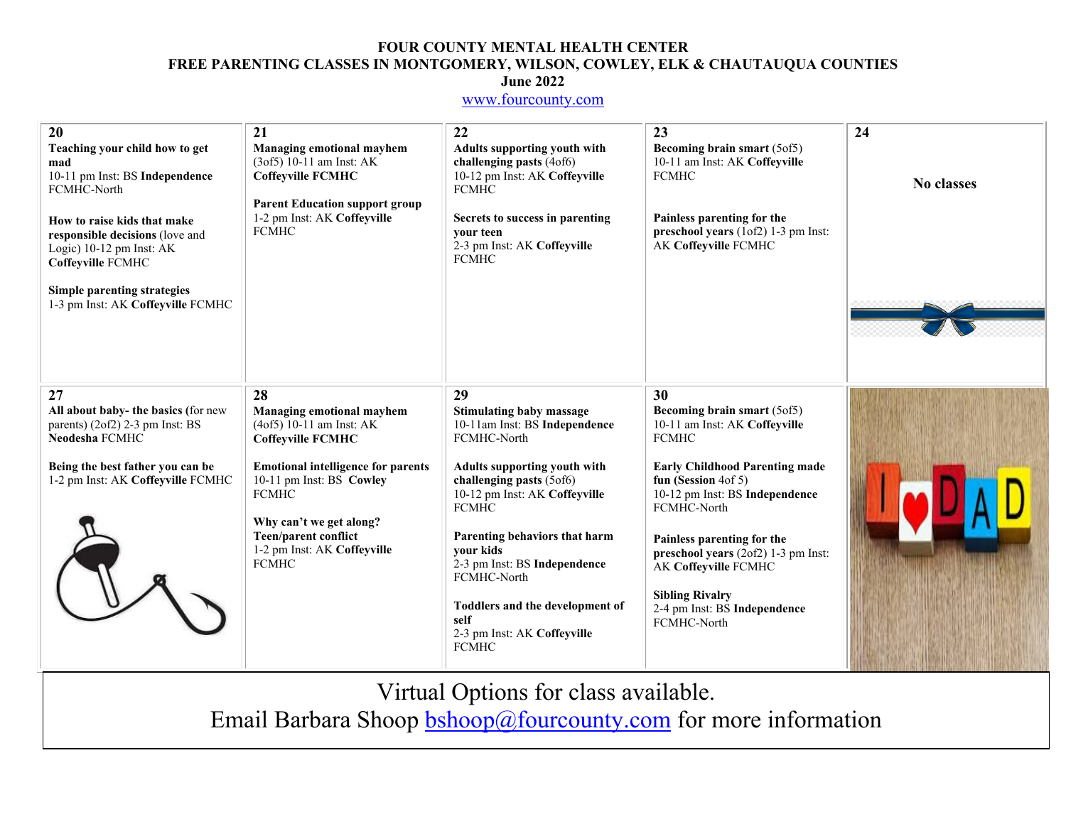**FOUR COUNTY MENTAL HEALTH CENTER**
**FREE PARENTING CLASSES IN MONTGOMERY, WILSON, COWLEY, ELK & CHAUTAUQUA COUNTIES**
**June 2022**
www.fourcounty.com

| 20 | 21 | 22 | 23 | 24 |
|---|---|---|---|---|
| **Teaching your child how to get mad** 10-11 pm Inst: BS **Independence** FCMHC-North<br><br>**How to raise kids that make responsible decisions** (love and Logic) 10-12 pm Inst: AK **Coffeyville** FCMHC<br><br>**Simple parenting strategies** 1-3 pm Inst: AK **Coffeyville** FCMHC | **Managing emotional mayhem** (3of5) 10-11 am Inst: AK **Coffeyville FCMHC**<br><br>**Parent Education support group** 1-2 pm Inst: AK **Coffeyville** FCMHC | **Adults supporting youth with challenging pasts** (4of6) 10-12 pm Inst: AK **Coffeyville** FCMHC<br><br>**Secrets to success in parenting your teen** 2-3 pm Inst: AK **Coffeyville** FCMHC | **Becoming brain smart** (5of5) 10-11 am Inst: AK **Coffeyville** FCMHC<br><br>**Painless parenting for the preschool years** (1of2) 1-3 pm Inst: AK **Coffeyville** FCMHC | **No classes** |
| **27** | **28** | **29** | **30** | |
| **All about baby- the basics (**for new parents) (2of2) 2-3 pm Inst: BS **Neodesha** FCMHC<br><br>**Being the best father you can be** 1-2 pm Inst: AK **Coffeyville** FCMHC | **Managing emotional mayhem** (4of5) 10-11 am Inst: AK **Coffeyville FCMHC**<br><br>**Emotional intelligence for parents** 10-11 pm Inst: BS **Cowley** FCMHC<br><br>**Why can't we get along? Teen/parent conflict** 1-2 pm Inst: AK **Coffeyville** FCMHC | **Stimulating baby massage** 10-11am Inst: BS **Independence** FCMHC-North<br><br>**Adults supporting youth with challenging pasts** (5of6) 10-12 pm Inst: AK **Coffeyville** FCMHC<br><br>**Parenting behaviors that harm your kids** 2-3 pm Inst: BS **Independence** FCMHC-North<br><br>**Toddlers and the development of self** 2-3 pm Inst: AK **Coffeyville** FCMHC | **Becoming brain smart** (5of5) 10-11 am Inst: AK **Coffeyville** FCMHC<br><br>**Early Childhood Parenting made fun (Session** 4of 5) 10-12 pm Inst: BS **Independence** FCMHC-North<br><br>**Painless parenting for the preschool years** (2of2) 1-3 pm Inst: AK **Coffeyville** FCMHC<br><br>**Sibling Rivalry** 2-4 pm Inst: BS **Independence** FCMHC-North | |

Virtual Options for class available.
Email Barbara Shoop bshoop@fourcounty.com for more information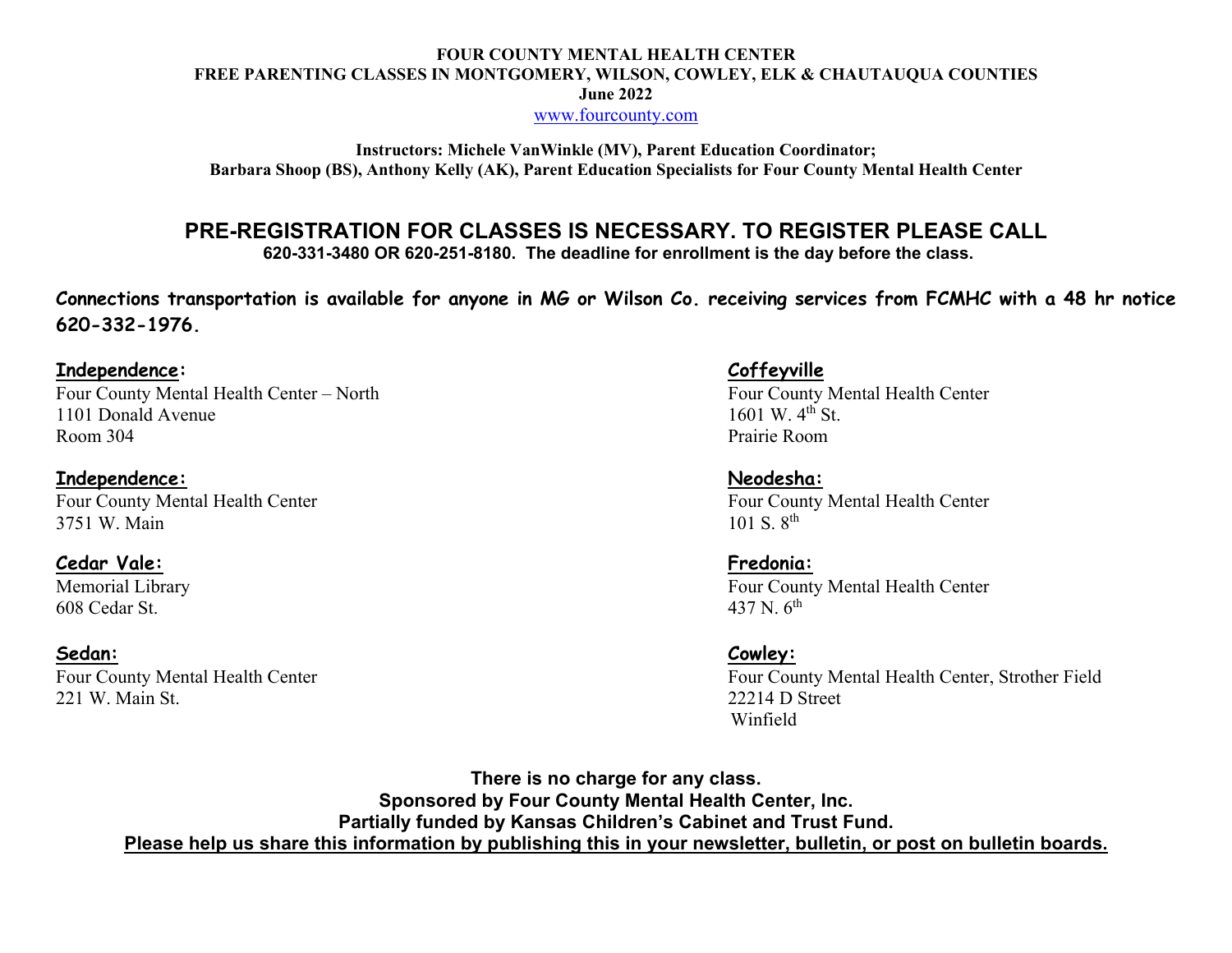**FOUR COUNTY MENTAL HEALTH CENTER**
**FREE PARENTING CLASSES IN MONTGOMERY, WILSON, COWLEY, ELK & CHAUTAUQUA COUNTIES**
**June 2022**
www.fourcounty.com

**Instructors: Michele VanWinkle (MV), Parent Education Coordinator;**
**Barbara Shoop (BS), Anthony Kelly (AK), Parent Education Specialists for Four County Mental Health Center**

## PRE-REGISTRATION FOR CLASSES IS NECESSARY. TO REGISTER PLEASE CALL

**620-331-3480 OR 620-251-8180. The deadline for enrollment is the day before the class.**

**Connections transportation is available for anyone in MG or Wilson Co. receiving services from FCMHC with a 48 hr notice 620-332-1976.**

**Independence:**
Four County Mental Health Center – North
1101 Donald Avenue
Room 304

**Independence:**
Four County Mental Health Center
3751 W. Main

**Cedar Vale:**
Memorial Library
608 Cedar St.

**Sedan:**
Four County Mental Health Center
221 W. Main St.

**Coffeyville**
Four County Mental Health Center
1601 W. 4th St.
Prairie Room

**Neodesha:**
Four County Mental Health Center
101 S. 8th

**Fredonia:**
Four County Mental Health Center
437 N. 6th

**Cowley:**
Four County Mental Health Center, Strother Field
22214 D Street
Winfield

**There is no charge for any class.**
**Sponsored by Four County Mental Health Center, Inc.**
**Partially funded by Kansas Children's Cabinet and Trust Fund.**
**Please help us share this information by publishing this in your newsletter, bulletin, or post on bulletin boards.**